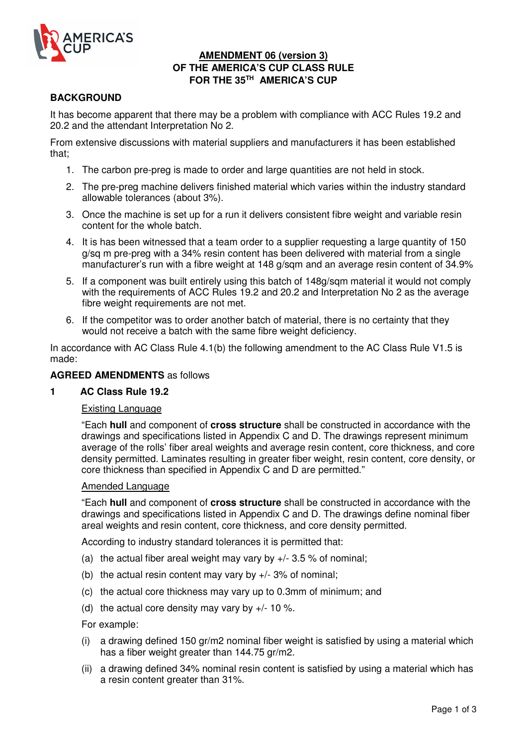**AMENDMENT 06 (version 3)**
**OF THE AMERICA'S CUP CLASS RULE**
**FOR THE 35TH AMERICA'S CUP**

## BACKGROUND

It has become apparent that there may be a problem with compliance with ACC Rules 19.2 and 20.2 and the attendant Interpretation No 2.

From extensive discussions with material suppliers and manufacturers it has been established that;

1. The carbon pre-preg is made to order and large quantities are not held in stock.
2. The pre-preg machine delivers finished material which varies within the industry standard allowable tolerances (about 3%).
3. Once the machine is set up for a run it delivers consistent fibre weight and variable resin content for the whole batch.
4. It is has been witnessed that a team order to a supplier requesting a large quantity of 150 g/sq m pre-preg with a 34% resin content has been delivered with material from a single manufacturer's run with a fibre weight at 148 g/sqm and an average resin content of 34.9%
5. If a component was built entirely using this batch of 148g/sqm material it would not comply with the requirements of ACC Rules 19.2 and 20.2 and Interpretation No 2 as the average fibre weight requirements are not met.
6. If the competitor was to order another batch of material, there is no certainty that they would not receive a batch with the same fibre weight deficiency.

In accordance with AC Class Rule 4.1(b) the following amendment to the AC Class Rule V1.5 is made:

**AGREED AMENDMENTS** as follows

### 1 AC Class Rule 19.2

Existing Language

"Each **hull** and component of **cross structure** shall be constructed in accordance with the drawings and specifications listed in Appendix C and D. The drawings represent minimum average of the rolls' fiber areal weights and average resin content, core thickness, and core density permitted. Laminates resulting in greater fiber weight, resin content, core density, or core thickness than specified in Appendix C and D are permitted."

Amended Language

"Each **hull** and component of **cross structure** shall be constructed in accordance with the drawings and specifications listed in Appendix C and D. The drawings define nominal fiber areal weights and resin content, core thickness, and core density permitted.

According to industry standard tolerances it is permitted that:

(a) the actual fiber areal weight may vary by +/- 3.5 % of nominal;

(b) the actual resin content may vary by +/- 3% of nominal;

(c) the actual core thickness may vary up to 0.3mm of minimum; and

(d) the actual core density may vary by +/- 10 %.

For example:

(i) a drawing defined 150 gr/m2 nominal fiber weight is satisfied by using a material which has a fiber weight greater than 144.75 gr/m2.

(ii) a drawing defined 34% nominal resin content is satisfied by using a material which has a resin content greater than 31%.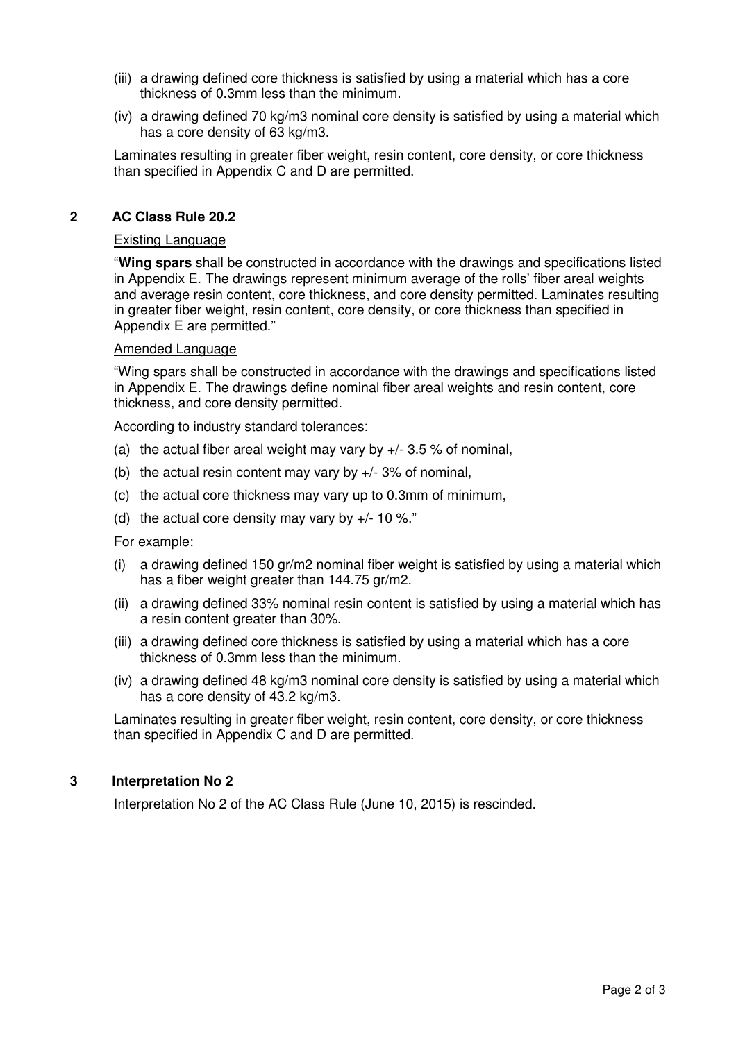(iii) a drawing defined core thickness is satisfied by using a material which has a core thickness of 0.3mm less than the minimum.

(iv) a drawing defined 70 kg/m3 nominal core density is satisfied by using a material which has a core density of 63 kg/m3.

Laminates resulting in greater fiber weight, resin content, core density, or core thickness than specified in Appendix C and D are permitted.

## 2 AC Class Rule 20.2

Existing Language

"**Wing spars** shall be constructed in accordance with the drawings and specifications listed in Appendix E. The drawings represent minimum average of the rolls' fiber areal weights and average resin content, core thickness, and core density permitted. Laminates resulting in greater fiber weight, resin content, core density, or core thickness than specified in Appendix E are permitted."

Amended Language

"Wing spars shall be constructed in accordance with the drawings and specifications listed in Appendix E. The drawings define nominal fiber areal weights and resin content, core thickness, and core density permitted.

According to industry standard tolerances:

(a) the actual fiber areal weight may vary by +/- 3.5 % of nominal,

(b) the actual resin content may vary by +/- 3% of nominal,

(c) the actual core thickness may vary up to 0.3mm of minimum,

(d) the actual core density may vary by +/- 10 %."

For example:

(i) a drawing defined 150 gr/m2 nominal fiber weight is satisfied by using a material which has a fiber weight greater than 144.75 gr/m2.

(ii) a drawing defined 33% nominal resin content is satisfied by using a material which has a resin content greater than 30%.

(iii) a drawing defined core thickness is satisfied by using a material which has a core thickness of 0.3mm less than the minimum.

(iv) a drawing defined 48 kg/m3 nominal core density is satisfied by using a material which has a core density of 43.2 kg/m3.

Laminates resulting in greater fiber weight, resin content, core density, or core thickness than specified in Appendix C and D are permitted.

## 3 Interpretation No 2

Interpretation No 2 of the AC Class Rule (June 10, 2015) is rescinded.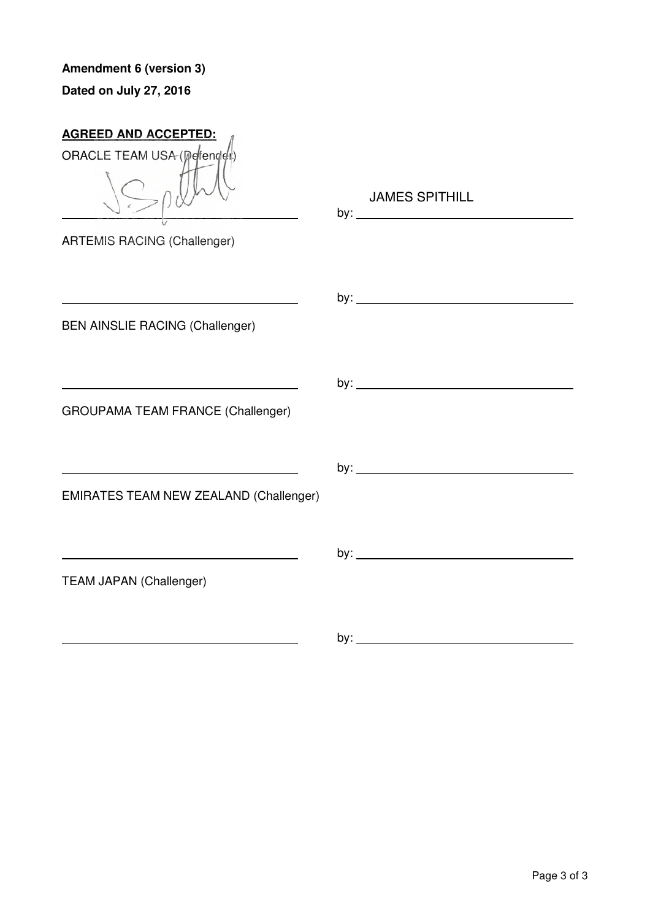**Amendment 6 (version 3)**

**Dated on July 27, 2016**

**AGREED AND ACCEPTED:**

ORACLE TEAM USA (Defender)

______________________________ by: JAMES SPITHILL

ARTEMIS RACING (Challenger)

______________________________ by: ______________________________

BEN AINSLIE RACING (Challenger)

______________________________ by: ______________________________

GROUPAMA TEAM FRANCE (Challenger)

______________________________ by: ______________________________

EMIRATES TEAM NEW ZEALAND (Challenger)

______________________________ by: ______________________________

TEAM JAPAN (Challenger)

______________________________ by: ______________________________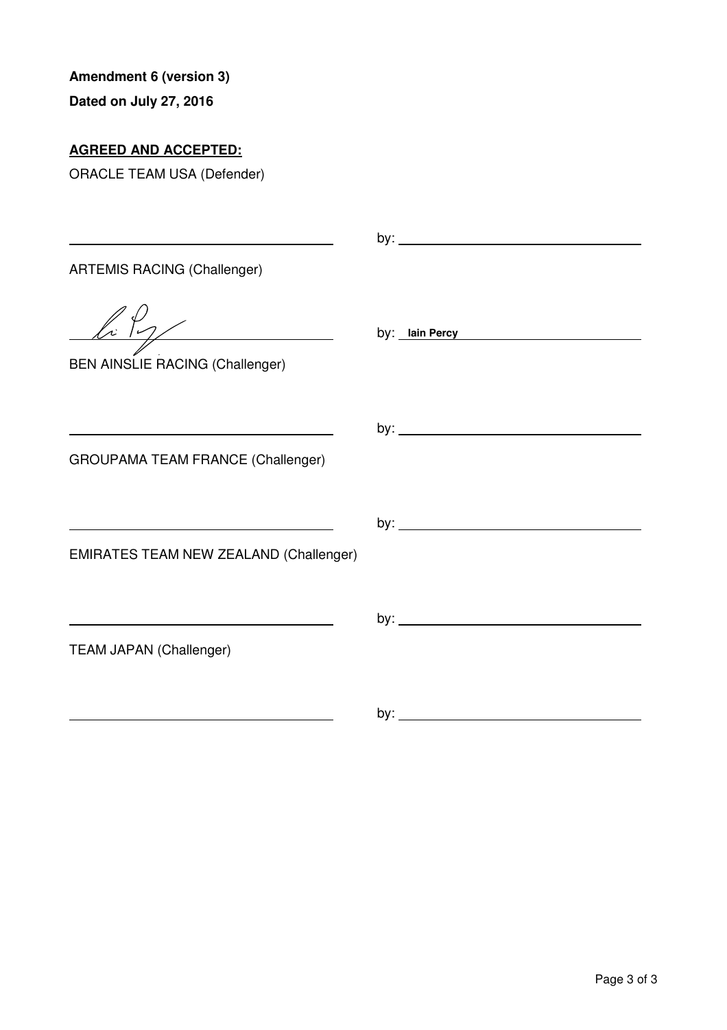**Amendment 6 (version 3)**

**Dated on July 27, 2016**

**<u>AGREED AND ACCEPTED:</u>**

ORACLE TEAM USA (Defender)

\_\_\_\_\_\_\_\_\_\_\_\_\_\_\_\_\_\_\_\_\_\_\_\_\_\_\_\_\_\_ by: \_\_\_\_\_\_\_\_\_\_\_\_\_\_\_\_\_\_\_\_\_\_\_\_\_\_\_\_\_\_

ARTEMIS RACING (Challenger)

\_\_\_\_\_\_\_\_\_\_\_\_\_\_\_\_\_\_\_\_\_\_\_\_\_\_\_\_\_\_ by: **Iain Percy**

BEN AINSLIE RACING (Challenger)

\_\_\_\_\_\_\_\_\_\_\_\_\_\_\_\_\_\_\_\_\_\_\_\_\_\_\_\_\_\_ by: \_\_\_\_\_\_\_\_\_\_\_\_\_\_\_\_\_\_\_\_\_\_\_\_\_\_\_\_\_\_

GROUPAMA TEAM FRANCE (Challenger)

\_\_\_\_\_\_\_\_\_\_\_\_\_\_\_\_\_\_\_\_\_\_\_\_\_\_\_\_\_\_ by: \_\_\_\_\_\_\_\_\_\_\_\_\_\_\_\_\_\_\_\_\_\_\_\_\_\_\_\_\_\_

EMIRATES TEAM NEW ZEALAND (Challenger)

\_\_\_\_\_\_\_\_\_\_\_\_\_\_\_\_\_\_\_\_\_\_\_\_\_\_\_\_\_\_ by: \_\_\_\_\_\_\_\_\_\_\_\_\_\_\_\_\_\_\_\_\_\_\_\_\_\_\_\_\_\_

TEAM JAPAN (Challenger)

\_\_\_\_\_\_\_\_\_\_\_\_\_\_\_\_\_\_\_\_\_\_\_\_\_\_\_\_\_\_ by: \_\_\_\_\_\_\_\_\_\_\_\_\_\_\_\_\_\_\_\_\_\_\_\_\_\_\_\_\_\_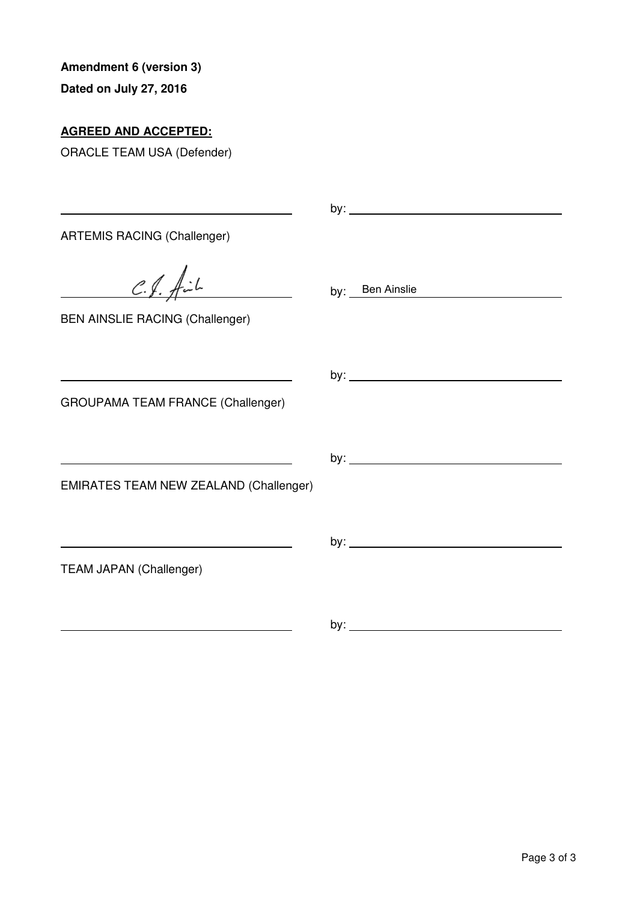**Amendment 6 (version 3)**

**Dated on July 27, 2016**

**AGREED AND ACCEPTED:**

ORACLE TEAM USA (Defender)

\_\_\_\_\_\_\_\_\_\_\_\_\_\_\_\_\_\_\_\_\_\_\_\_\_\_\_\_ by: \_\_\_\_\_\_\_\_\_\_\_\_\_\_\_\_\_\_\_\_\_\_\_\_\_\_\_\_

ARTEMIS RACING (Challenger)

\_\_\_\_\_\_\_\_\_\_\_\_\_\_\_\_\_\_\_\_\_\_\_\_\_\_\_\_ by: Ben Ainslie

BEN AINSLIE RACING (Challenger)

\_\_\_\_\_\_\_\_\_\_\_\_\_\_\_\_\_\_\_\_\_\_\_\_\_\_\_\_ by: \_\_\_\_\_\_\_\_\_\_\_\_\_\_\_\_\_\_\_\_\_\_\_\_\_\_\_\_

GROUPAMA TEAM FRANCE (Challenger)

\_\_\_\_\_\_\_\_\_\_\_\_\_\_\_\_\_\_\_\_\_\_\_\_\_\_\_\_ by: \_\_\_\_\_\_\_\_\_\_\_\_\_\_\_\_\_\_\_\_\_\_\_\_\_\_\_\_

EMIRATES TEAM NEW ZEALAND (Challenger)

\_\_\_\_\_\_\_\_\_\_\_\_\_\_\_\_\_\_\_\_\_\_\_\_\_\_\_\_ by: \_\_\_\_\_\_\_\_\_\_\_\_\_\_\_\_\_\_\_\_\_\_\_\_\_\_\_\_

TEAM JAPAN (Challenger)

\_\_\_\_\_\_\_\_\_\_\_\_\_\_\_\_\_\_\_\_\_\_\_\_\_\_\_\_ by: \_\_\_\_\_\_\_\_\_\_\_\_\_\_\_\_\_\_\_\_\_\_\_\_\_\_\_\_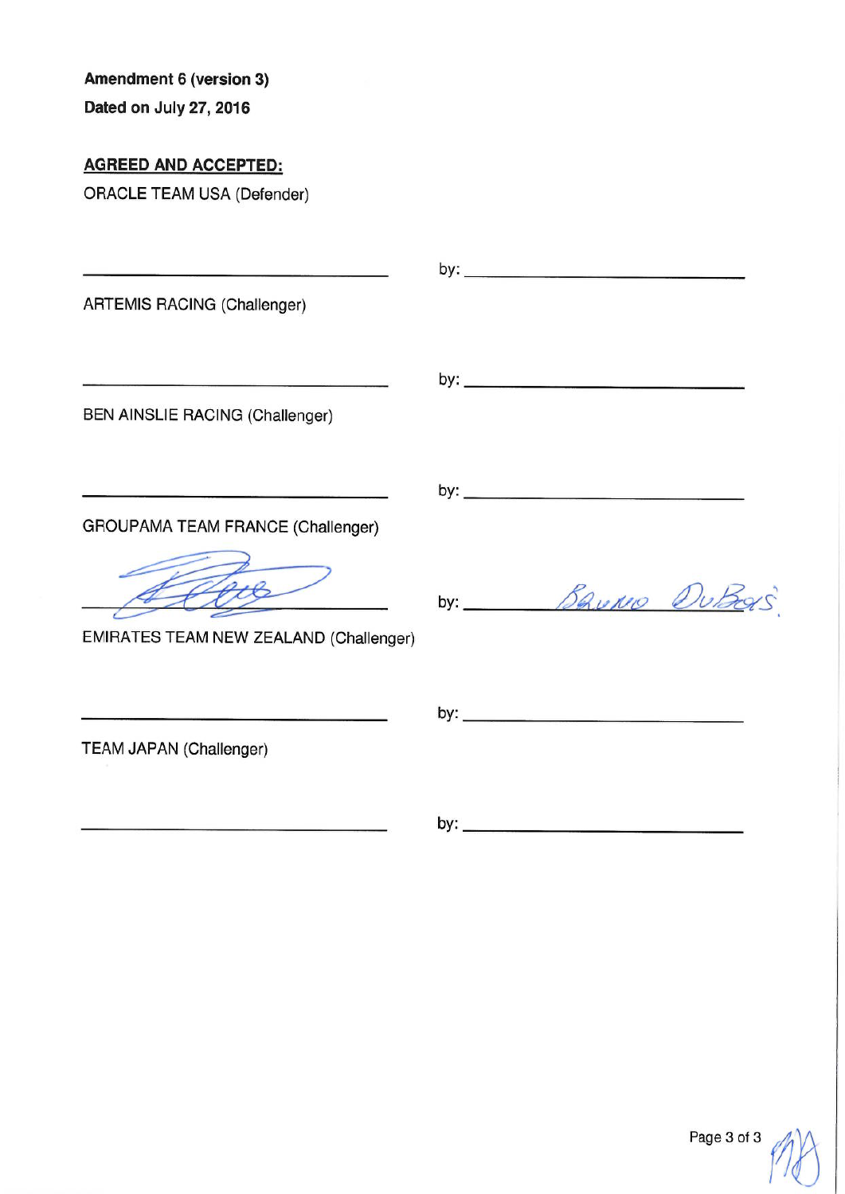**Amendment 6 (version 3)**

**Dated on July 27, 2016**

**AGREED AND ACCEPTED:**

ORACLE TEAM USA (Defender)

\_\_\_\_\_\_\_\_\_\_\_\_\_\_\_\_\_\_\_\_\_\_\_\_\_\_\_\_\_\_\_\_ by: \_\_\_\_\_\_\_\_\_\_\_\_\_\_\_\_\_\_\_\_\_\_\_\_\_\_\_\_\_\_\_\_

ARTEMIS RACING (Challenger)

\_\_\_\_\_\_\_\_\_\_\_\_\_\_\_\_\_\_\_\_\_\_\_\_\_\_\_\_\_\_\_\_ by: \_\_\_\_\_\_\_\_\_\_\_\_\_\_\_\_\_\_\_\_\_\_\_\_\_\_\_\_\_\_\_\_

BEN AINSLIE RACING (Challenger)

\_\_\_\_\_\_\_\_\_\_\_\_\_\_\_\_\_\_\_\_\_\_\_\_\_\_\_\_\_\_\_\_ by: \_\_\_\_\_\_\_\_\_\_\_\_\_\_\_\_\_\_\_\_\_\_\_\_\_\_\_\_\_\_\_\_

GROUPAMA TEAM FRANCE (Challenger)

[signature] by: Bruno Dubois

EMIRATES TEAM NEW ZEALAND (Challenger)

\_\_\_\_\_\_\_\_\_\_\_\_\_\_\_\_\_\_\_\_\_\_\_\_\_\_\_\_\_\_\_\_ by: \_\_\_\_\_\_\_\_\_\_\_\_\_\_\_\_\_\_\_\_\_\_\_\_\_\_\_\_\_\_\_\_

TEAM JAPAN (Challenger)

\_\_\_\_\_\_\_\_\_\_\_\_\_\_\_\_\_\_\_\_\_\_\_\_\_\_\_\_\_\_\_\_ by: \_\_\_\_\_\_\_\_\_\_\_\_\_\_\_\_\_\_\_\_\_\_\_\_\_\_\_\_\_\_\_\_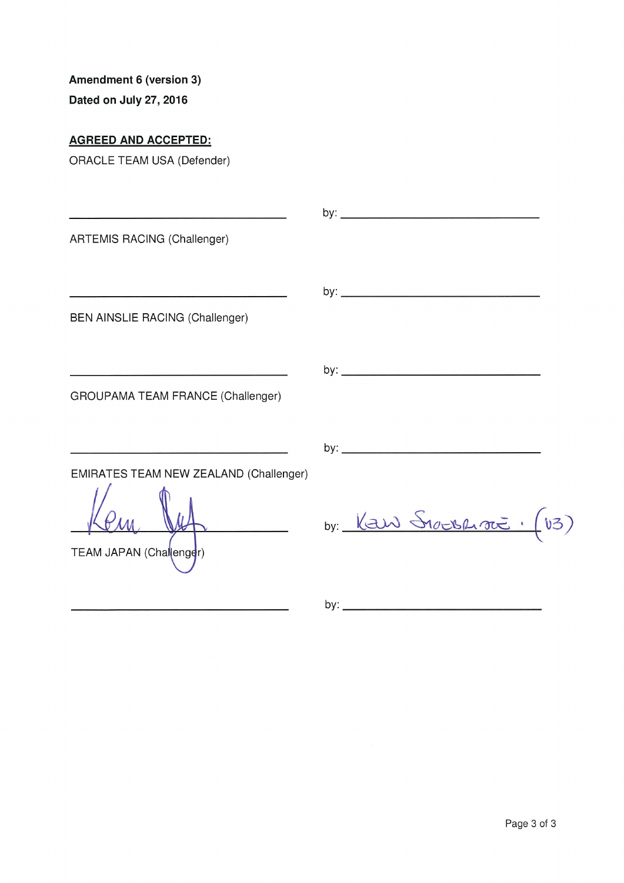**Amendment 6 (version 3)**

**Dated on July 27, 2016**

**AGREED AND ACCEPTED:**

ORACLE TEAM USA (Defender)

\_\_\_\_\_\_\_\_\_\_\_\_\_\_\_\_\_\_\_\_\_\_\_\_\_\_\_\_\_\_ by: \_\_\_\_\_\_\_\_\_\_\_\_\_\_\_\_\_\_\_\_\_\_\_\_\_\_\_\_\_\_

ARTEMIS RACING (Challenger)

\_\_\_\_\_\_\_\_\_\_\_\_\_\_\_\_\_\_\_\_\_\_\_\_\_\_\_\_\_\_ by: \_\_\_\_\_\_\_\_\_\_\_\_\_\_\_\_\_\_\_\_\_\_\_\_\_\_\_\_\_\_

BEN AINSLIE RACING (Challenger)

\_\_\_\_\_\_\_\_\_\_\_\_\_\_\_\_\_\_\_\_\_\_\_\_\_\_\_\_\_\_ by: \_\_\_\_\_\_\_\_\_\_\_\_\_\_\_\_\_\_\_\_\_\_\_\_\_\_\_\_\_\_

GROUPAMA TEAM FRANCE (Challenger)

\_\_\_\_\_\_\_\_\_\_\_\_\_\_\_\_\_\_\_\_\_\_\_\_\_\_\_\_\_\_ by: \_\_\_\_\_\_\_\_\_\_\_\_\_\_\_\_\_\_\_\_\_\_\_\_\_\_\_\_\_\_

EMIRATES TEAM NEW ZEALAND (Challenger)

[Signature] by: Kevin Shoebridge (v3)

TEAM JAPAN (Challenger)

\_\_\_\_\_\_\_\_\_\_\_\_\_\_\_\_\_\_\_\_\_\_\_\_\_\_\_\_\_\_ by: \_\_\_\_\_\_\_\_\_\_\_\_\_\_\_\_\_\_\_\_\_\_\_\_\_\_\_\_\_\_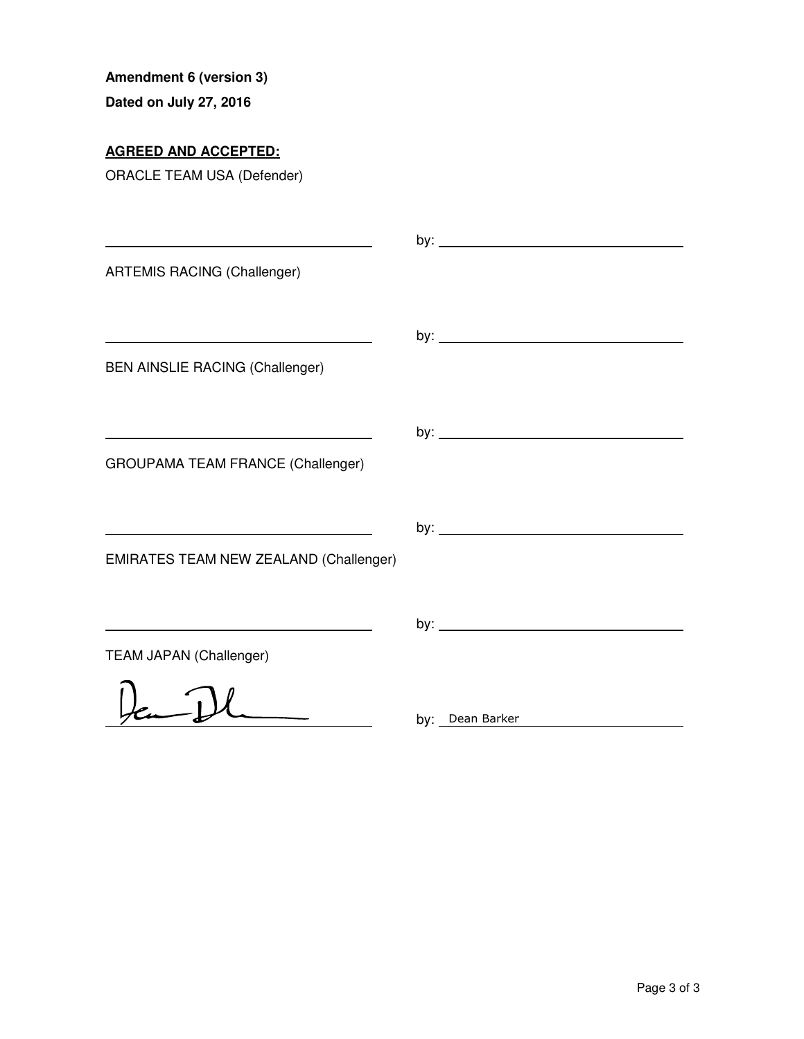**Amendment 6 (version 3)**

**Dated on July 27, 2016**

**AGREED AND ACCEPTED:**

ORACLE TEAM USA (Defender)

\_\_\_\_\_\_\_\_\_\_\_\_\_\_\_\_\_\_\_\_\_\_\_\_\_\_\_\_\_\_ by: \_\_\_\_\_\_\_\_\_\_\_\_\_\_\_\_\_\_\_\_\_\_\_\_\_\_\_\_\_\_

ARTEMIS RACING (Challenger)

\_\_\_\_\_\_\_\_\_\_\_\_\_\_\_\_\_\_\_\_\_\_\_\_\_\_\_\_\_\_ by: \_\_\_\_\_\_\_\_\_\_\_\_\_\_\_\_\_\_\_\_\_\_\_\_\_\_\_\_\_\_

BEN AINSLIE RACING (Challenger)

\_\_\_\_\_\_\_\_\_\_\_\_\_\_\_\_\_\_\_\_\_\_\_\_\_\_\_\_\_\_ by: \_\_\_\_\_\_\_\_\_\_\_\_\_\_\_\_\_\_\_\_\_\_\_\_\_\_\_\_\_\_

GROUPAMA TEAM FRANCE (Challenger)

\_\_\_\_\_\_\_\_\_\_\_\_\_\_\_\_\_\_\_\_\_\_\_\_\_\_\_\_\_\_ by: \_\_\_\_\_\_\_\_\_\_\_\_\_\_\_\_\_\_\_\_\_\_\_\_\_\_\_\_\_\_

EMIRATES TEAM NEW ZEALAND (Challenger)

\_\_\_\_\_\_\_\_\_\_\_\_\_\_\_\_\_\_\_\_\_\_\_\_\_\_\_\_\_\_ by: \_\_\_\_\_\_\_\_\_\_\_\_\_\_\_\_\_\_\_\_\_\_\_\_\_\_\_\_\_\_

TEAM JAPAN (Challenger)

[Signature] by: Dean Barker